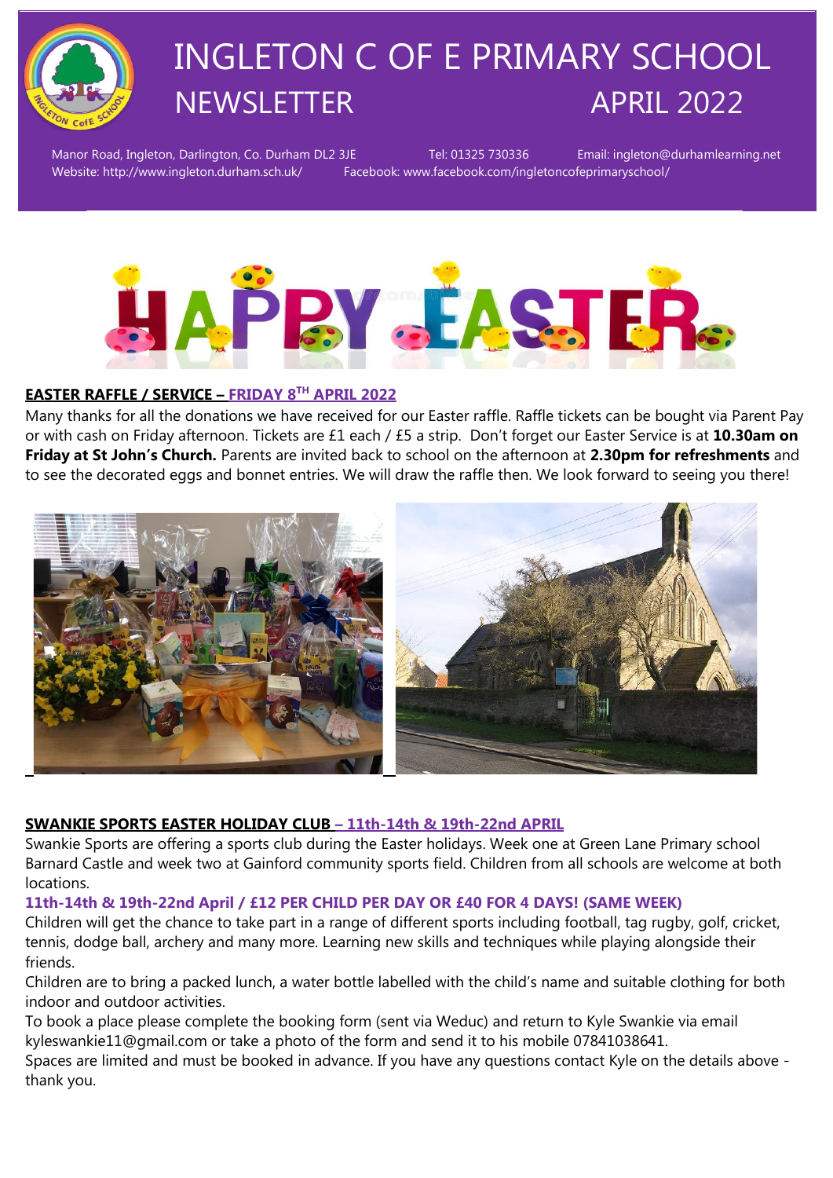# INGLETON C OF E PRIMARY SCHOOL NEWSLETTER APRIL 2022

Manor Road, Ingleton, Darlington, Co. Durham DL2 3JE Tel: 01325 730336 Email: ingleton@durhamlearning.net
Website: http://www.ingleton.durham.sch.uk/ Facebook: www.facebook.com/ingletoncofeprimaryschool/

HAPPY EASTER

## EASTER RAFFLE / SERVICE – FRIDAY 8TH APRIL 2022

Many thanks for all the donations we have received for our Easter raffle. Raffle tickets can be bought via Parent Pay or with cash on Friday afternoon. Tickets are £1 each / £5 a strip. Don't forget our Easter Service is at **10.30am on Friday at St John's Church.** Parents are invited back to school on the afternoon at **2.30pm for refreshments** and to see the decorated eggs and bonnet entries. We will draw the raffle then. We look forward to seeing you there!

## SWANKIE SPORTS EASTER HOLIDAY CLUB – 11th-14th & 19th-22nd APRIL

Swankie Sports are offering a sports club during the Easter holidays. Week one at Green Lane Primary school Barnard Castle and week two at Gainford community sports field. Children from all schools are welcome at both locations.

**11th-14th & 19th-22nd April / £12 PER CHILD PER DAY OR £40 FOR 4 DAYS! (SAME WEEK)**

Children will get the chance to take part in a range of different sports including football, tag rugby, golf, cricket, tennis, dodge ball, archery and many more. Learning new skills and techniques while playing alongside their friends.

Children are to bring a packed lunch, a water bottle labelled with the child's name and suitable clothing for both indoor and outdoor activities.

To book a place please complete the booking form (sent via Weduc) and return to Kyle Swankie via email kyleswankie11@gmail.com or take a photo of the form and send it to his mobile 07841038641.

Spaces are limited and must be booked in advance. If you have any questions contact Kyle on the details above - thank you.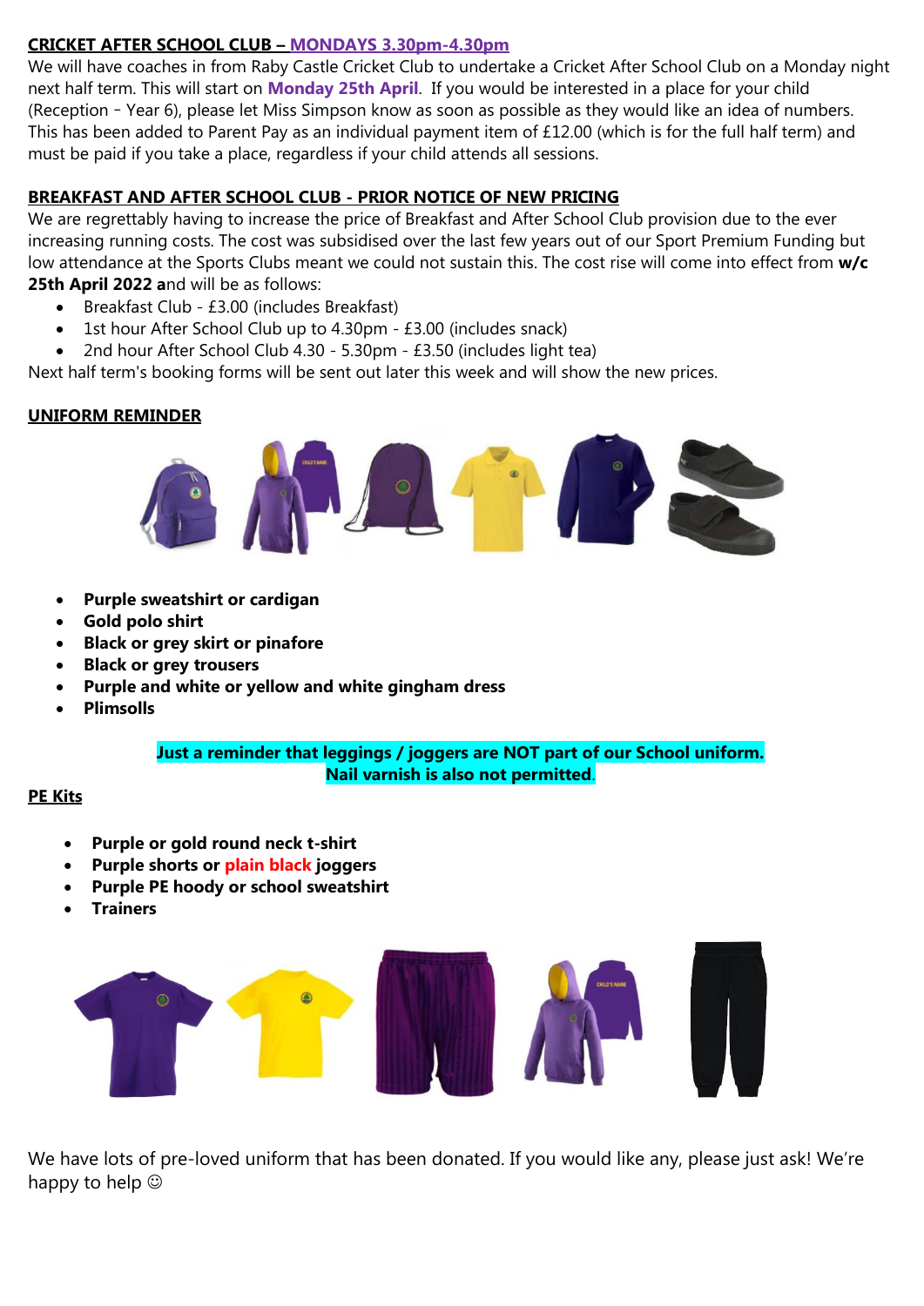**CRICKET AFTER SCHOOL CLUB – MONDAYS 3.30pm-4.30pm**

We will have coaches in from Raby Castle Cricket Club to undertake a Cricket After School Club on a Monday night next half term. This will start on **Monday 25th April**. If you would be interested in a place for your child (Reception - Year 6), please let Miss Simpson know as soon as possible as they would like an idea of numbers. This has been added to Parent Pay as an individual payment item of £12.00 (which is for the full half term) and must be paid if you take a place, regardless if your child attends all sessions.

**BREAKFAST AND AFTER SCHOOL CLUB - PRIOR NOTICE OF NEW PRICING**

We are regrettably having to increase the price of Breakfast and After School Club provision due to the ever increasing running costs. The cost was subsidised over the last few years out of our Sport Premium Funding but low attendance at the Sports Clubs meant we could not sustain this. The cost rise will come into effect from **w/c 25th April 2022 a**nd will be as follows:

- Breakfast Club - £3.00 (includes Breakfast)
- 1st hour After School Club up to 4.30pm - £3.00 (includes snack)
- 2nd hour After School Club 4.30 - 5.30pm - £3.50 (includes light tea)

Next half term's booking forms will be sent out later this week and will show the new prices.

**UNIFORM REMINDER**

- **Purple sweatshirt or cardigan**
- **Gold polo shirt**
- **Black or grey skirt or pinafore**
- **Black or grey trousers**
- **Purple and white or yellow and white gingham dress**
- **Plimsolls**

**Just a reminder that leggings / joggers are NOT part of our School uniform.**
**Nail varnish is also not permitted.**

**PE Kits**

- **Purple or gold round neck t-shirt**
- **Purple shorts or plain black joggers**
- **Purple PE hoody or school sweatshirt**
- **Trainers**

We have lots of pre-loved uniform that has been donated. If you would like any, please just ask! We're happy to help ☺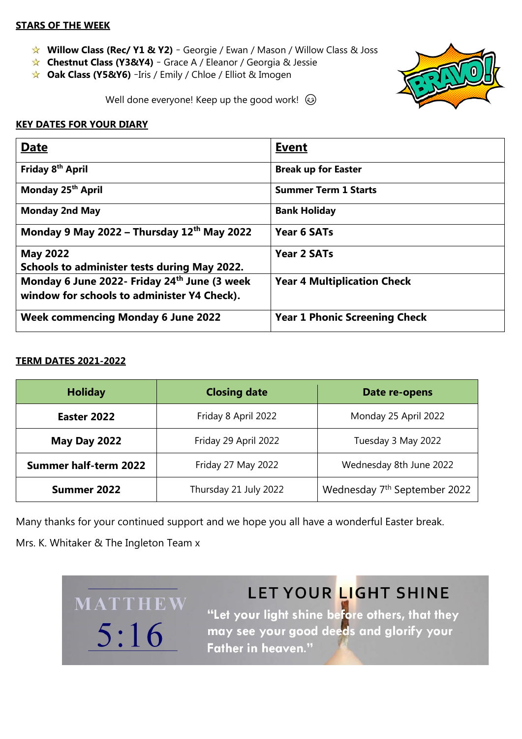## STARS OF THE WEEK

- ☆ **Willow Class (Rec/ Y1 & Y2)** - Georgie / Ewan / Mason / Willow Class & Joss
- ☆ **Chestnut Class (Y3&Y4)** - Grace A / Eleanor / Georgia & Jessie
- ☆ **Oak Class (Y5&Y6)** -Iris / Emily / Chloe / Elliot & Imogen

Well done everyone! Keep up the good work! 😊

## KEY DATES FOR YOUR DIARY

| Date | Event |
|---|---|
| **Friday 8th April** | **Break up for Easter** |
| **Monday 25th April** | **Summer Term 1 Starts** |
| **Monday 2nd May** | **Bank Holiday** |
| **Monday 9 May 2022 – Thursday 12th May 2022** | **Year 6 SATs** |
| **May 2022** **Schools to administer tests during May 2022.** | **Year 2 SATs** |
| **Monday 6 June 2022- Friday 24th June (3 week window for schools to administer Y4 Check).** | **Year 4 Multiplication Check** |
| **Week commencing Monday 6 June 2022** | **Year 1 Phonic Screening Check** |

## TERM DATES 2021-2022

| Holiday | Closing date | Date re-opens |
|---|---|---|
| **Easter 2022** | Friday 8 April 2022 | Monday 25 April 2022 |
| **May Day 2022** | Friday 29 April 2022 | Tuesday 3 May 2022 |
| **Summer half-term 2022** | Friday 27 May 2022 | Wednesday 8th June 2022 |
| **Summer 2022** | Thursday 21 July 2022 | Wednesday 7th September 2022 |

Many thanks for your continued support and we hope you all have a wonderful Easter break.

Mrs. K. Whitaker & The Ingleton Team x

MATTHEW 5:16

LET YOUR LIGHT SHINE

"Let your light shine before others, that they may see your good deeds and glorify your Father in heaven."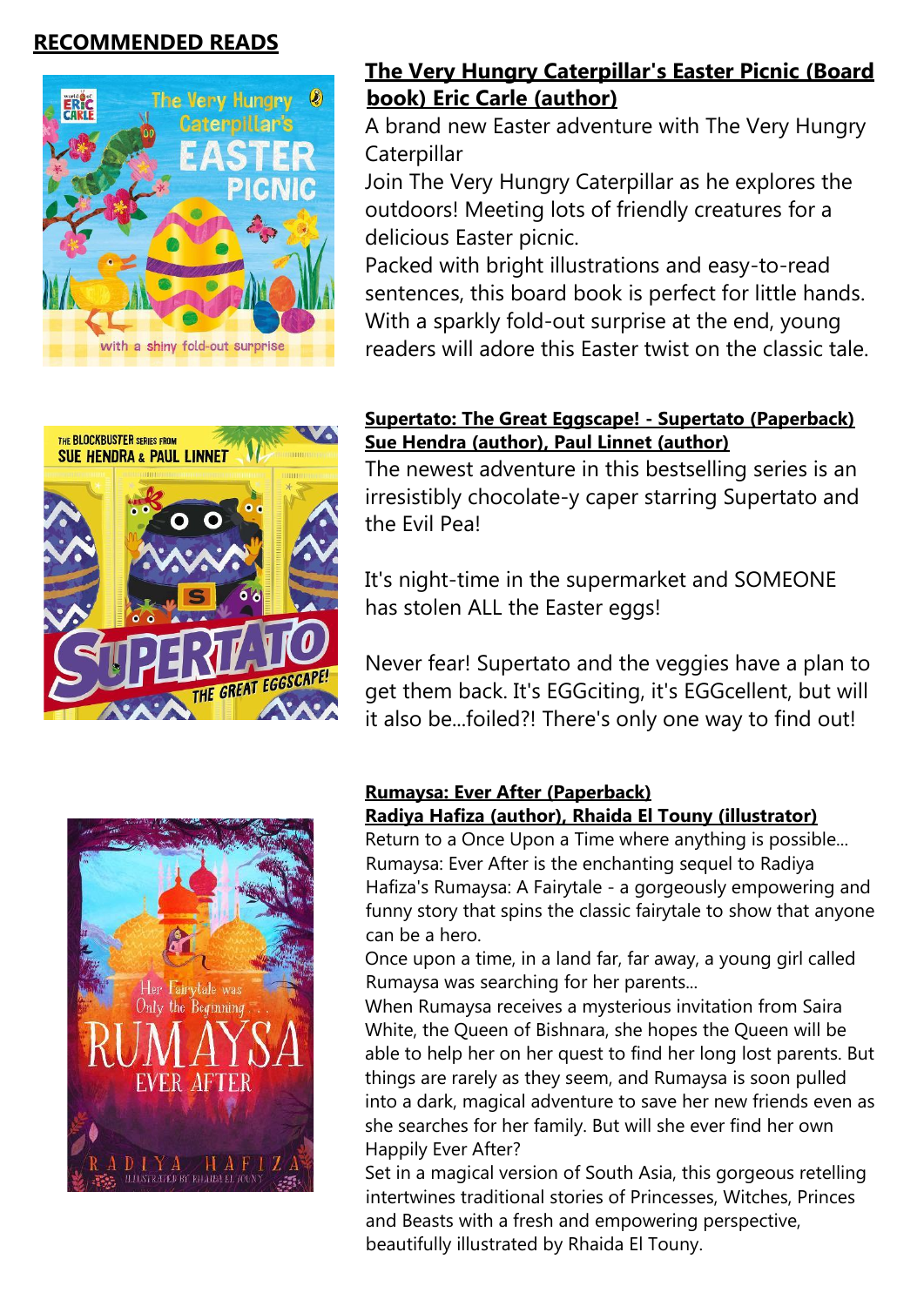## RECOMMENDED READS

**The Very Hungry Caterpillar's Easter Picnic (Board book) Eric Carle (author)**

A brand new Easter adventure with The Very Hungry Caterpillar

Join The Very Hungry Caterpillar as he explores the outdoors! Meeting lots of friendly creatures for a delicious Easter picnic.

Packed with bright illustrations and easy-to-read sentences, this board book is perfect for little hands. With a sparkly fold-out surprise at the end, young readers will adore this Easter twist on the classic tale.

**Supertato: The Great Eggscape! - Supertato (Paperback) Sue Hendra (author), Paul Linnet (author)**

The newest adventure in this bestselling series is an irresistibly chocolate-y caper starring Supertato and the Evil Pea!

It's night-time in the supermarket and SOMEONE has stolen ALL the Easter eggs!

Never fear! Supertato and the veggies have a plan to get them back. It's EGGciting, it's EGGcellent, but will it also be...foiled?! There's only one way to find out!

**Rumaysa: Ever After (Paperback)**
**Radiya Hafiza (author), Rhaida El Touny (illustrator)**

Return to a Once Upon a Time where anything is possible... Rumaysa: Ever After is the enchanting sequel to Radiya Hafiza's Rumaysa: A Fairytale - a gorgeously empowering and funny story that spins the classic fairytale to show that anyone can be a hero.

Once upon a time, in a land far, far away, a young girl called Rumaysa was searching for her parents...

When Rumaysa receives a mysterious invitation from Saira White, the Queen of Bishnara, she hopes the Queen will be able to help her on her quest to find her long lost parents. But things are rarely as they seem, and Rumaysa is soon pulled into a dark, magical adventure to save her new friends even as she searches for her family. But will she ever find her own Happily Ever After?

Set in a magical version of South Asia, this gorgeous retelling intertwines traditional stories of Princesses, Witches, Princes and Beasts with a fresh and empowering perspective, beautifully illustrated by Rhaida El Touny.